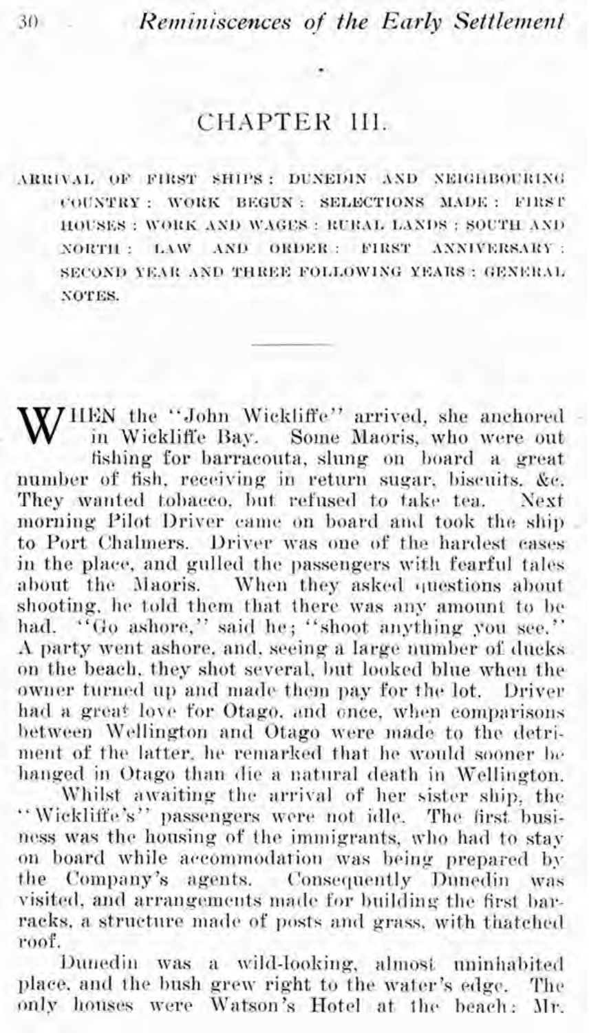# CHAPTER III.

ARRIVAL OF FIRST SHIPS: DUNEDIN AND NEIGHBOURING COUNTRY: WORK BEGUN: SELECTIONS MADE: FIRST HOUSES: WORK AND WAGES: RURAL LANDS: SOUTH AND NORTH: LAW AND ORDER: FIRST ANNIVERSARY: SECOND YEAR AND THREE FOLLOWING YEARS: GENERAL NOTES.

---

WHEN the "John Wickliffe" arrived, she anchored in Wickliffe Bay. Some Maoris, who were out fishing for barracouta, slung on board a great number of fish, receiving in return sugar, biscuits, &c. They wanted tobacco, but refused to take tea. Next morning Pilot Driver came on board and took the ship to Port Chalmers. Driver was one of the hardest cases in the place, and gulled the passengers with fearful tales about the Maoris. When they asked questions about shooting, he told them that there was any amount to be had. "Go ashore," said he; "shoot anything you see." A party went ashore, and, seeing a large number of ducks on the beach, they shot several, but looked blue when the owner turned up and made them pay for the lot. Driver had a great love for Otago, and once, when comparisons between Wellington and Otago were made to the detriment of the latter, he remarked that he would sooner be hanged in Otago than die a natural death in Wellington.

Whilst awaiting the arrival of her sister ship, the "Wickliffe's" passengers were not idle. The first business was the housing of the immigrants, who had to stay on board while accommodation was being prepared by the Company's agents. Consequently Dunedin was visited, and arrangements made for building the first barracks, a structure made of posts and grass, with thatched roof.

Dunedin was a wild-looking, almost uninhabited place, and the bush grew right to the water's edge. The only houses were Watson's Hotel at the beach: Mr.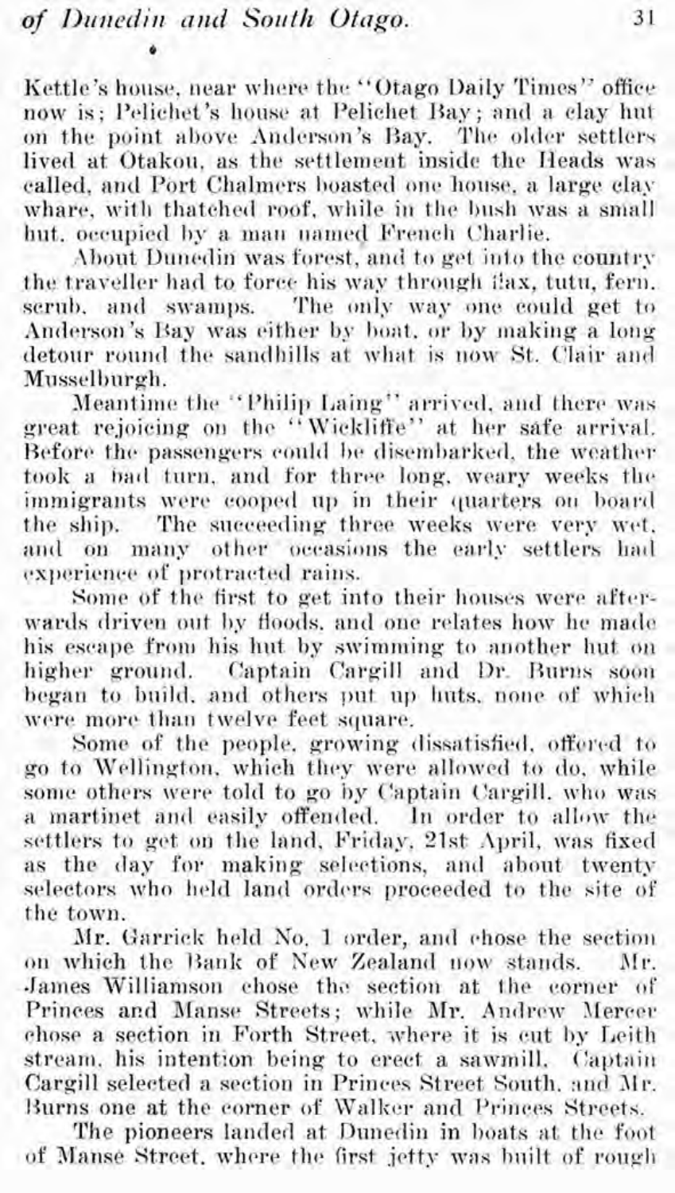Kettle's house, near where the "Otago Daily Times" office now is; Pelichet's house at Pelichet Bay; and a clay hut on the point above Anderson's Bay. The older settlers lived at Otakou, as the settlement inside the Heads was called, and Port Chalmers boasted one house, a large clay whare, with thatched roof, while in the bush was a small hut, occupied by a man named French Charlie.

About Dunedin was forest, and to get into the country the traveller had to force his way through flax, tutu, fern, scrub, and swamps. The only way one could get to Anderson's Bay was either by boat, or by making a long detour round the sandhills at what is now St. Clair and Musselburgh.

Meantime the "Philip Laing" arrived, and there was great rejoicing on the "Wickliffe" at her safe arrival. Before the passengers could be disembarked, the weather took a bad turn, and for three long, weary weeks the immigrants were cooped up in their quarters on board the ship. The succeeding three weeks were very wet, and on many other occasions the early settlers had experience of protracted rains.

Some of the first to get into their houses were afterwards driven out by floods, and one relates how he made his escape from his hut by swimming to another hut on higher ground. Captain Cargill and Dr. Burns soon began to build, and others put up huts, none of which were more than twelve feet square.

Some of the people, growing dissatisfied, offered to go to Wellington, which they were allowed to do, while some others were told to go by Captain Cargill, who was a martinet and easily offended. In order to allow the settlers to get on the land, Friday, 21st April, was fixed as the day for making selections, and about twenty selectors who held land orders proceeded to the site of the town.

Mr. Garrick held No. 1 order, and chose the section on which the Bank of New Zealand now stands. Mr. James Williamson chose the section at the corner of Princes and Manse Streets; while Mr. Andrew Mercer chose a section in Forth Street, where it is cut by Leith stream, his intention being to erect a sawmill. Captain Cargill selected a section in Princes Street South, and Mr. Burns one at the corner of Walker and Princes Streets.

The pioneers landed at Dunedin in boats at the foot of Manse Street, where the first jetty was built of rough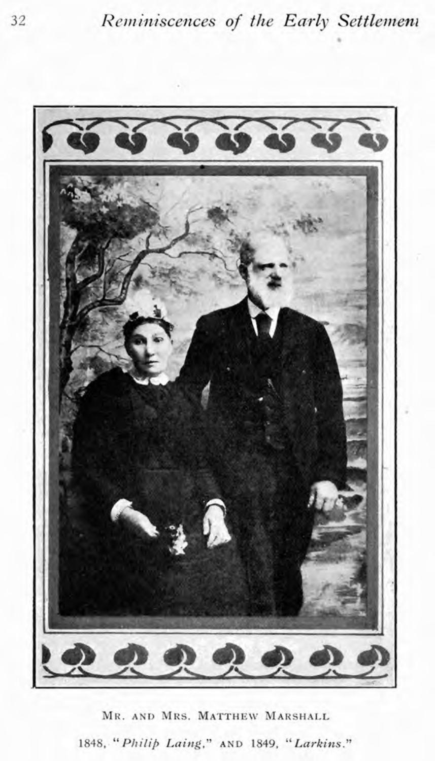Mr. and Mrs. Matthew Marshall

1848, "*Philip Laing*," and 1849, "*Larkins*."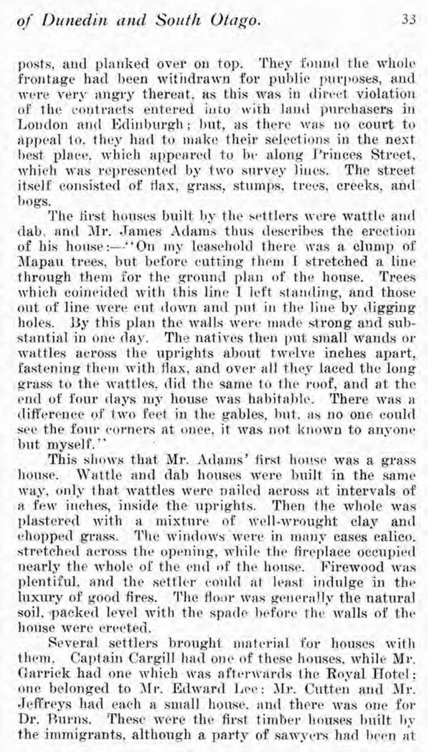posts, and planked over on top. They found the whole frontage had been withdrawn for public purposes, and were very angry thereat, as this was in direct violation of the contracts entered into with land purchasers in London and Edinburgh; but, as there was no court to appeal to, they had to make their selections in the next best place, which appeared to be along Princes Street, which was represented by two survey lines. The street itself consisted of flax, grass, stumps, trees, creeks, and bogs.

The first houses built by the settlers were wattle and dab, and Mr. James Adams thus describes the erection of his house:—"On my leasehold there was a clump of Mapau trees, but before cutting them I stretched a line through them for the ground plan of the house. Trees which coincided with this line I left standing, and those out of line were cut down and put in the line by digging holes. By this plan the walls were made strong and substantial in one day. The natives then put small wands or wattles across the uprights about twelve inches apart, fastening them with flax, and over all they laced the long grass to the wattles, did the same to the roof, and at the end of four days my house was habitable. There was a difference of two feet in the gables, but, as no one could see the four corners at once, it was not known to anyone but myself."

This shows that Mr. Adams' first house was a grass house. Wattle and dab houses were built in the same way, only that wattles were nailed across at intervals of a few inches, inside the uprights. Then the whole was plastered with a mixture of well-wrought clay and chopped grass. The windows were in many cases calico, stretched across the opening, while the fireplace occupied nearly the whole of the end of the house. Firewood was plentiful, and the settler could at least indulge in the luxury of good fires. The floor was generally the natural soil, packed level with the spade before the walls of the house were erected.

Several settlers brought material for houses with them. Captain Cargill had one of these houses, while Mr. Garrick had one which was afterwards the Royal Hotel; one belonged to Mr. Edward Lee; Mr. Cutten and Mr. Jeffreys had each a small house, and there was one for Dr. Burns. These were the first timber houses built by the immigrants, although a party of sawyers had been at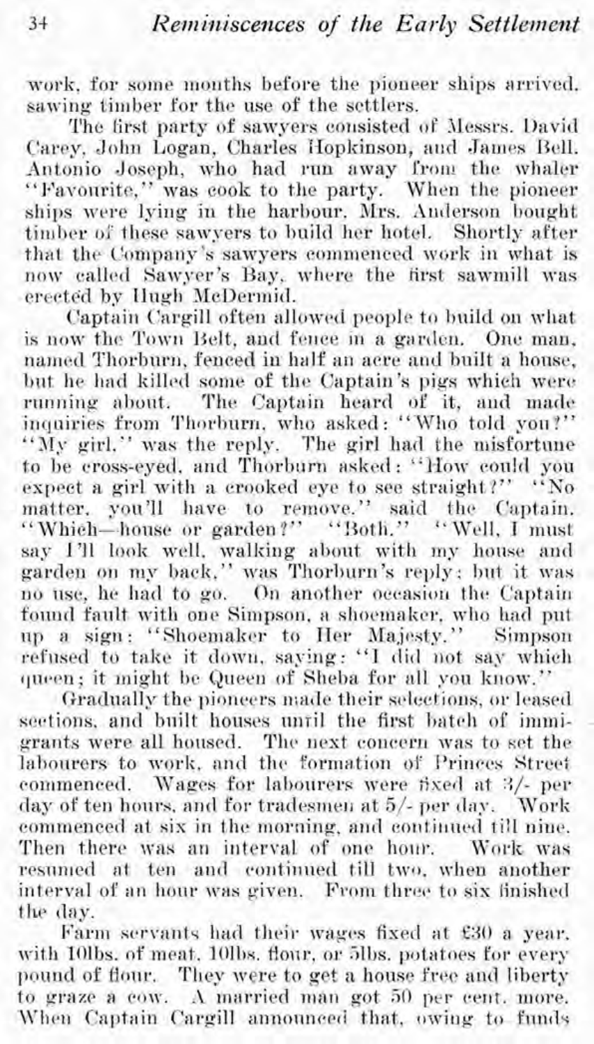work, for some months before the pioneer ships arrived, sawing timber for the use of the settlers.

The first party of sawyers consisted of Messrs. David Carey, John Logan, Charles Hopkinson, and James Bell. Antonio Joseph, who had run away from the whaler "Favourite," was cook to the party. When the pioneer ships were lying in the harbour, Mrs. Anderson bought timber of these sawyers to build her hotel. Shortly after that the Company's sawyers commenced work in what is now called Sawyer's Bay, where the first sawmill was erected by Hugh McDermid.

Captain Cargill often allowed people to build on what is now the Town Belt, and fence in a garden. One man, named Thorburn, fenced in half an acre and built a house, but he had killed some of the Captain's pigs which were running about. The Captain heard of it, and made inquiries from Thorburn, who asked: "Who told you?" "My girl," was the reply. The girl had the misfortune to be cross-eyed, and Thorburn asked: "How could you expect a girl with a crooked eye to see straight?" "No matter, you'll have to remove," said the Captain. "Which—house or garden?" "Both." "Well, I must say I'll look well, walking about with my house and garden on my back," was Thorburn's reply; but it was no use, he had to go. On another occasion the Captain found fault with one Simpson, a shoemaker, who had put up a sign: "Shoemaker to Her Majesty." Simpson refused to take it down, saying: "I did not say which queen; it might be Queen of Sheba for all you know."

Gradually the pioneers made their selections, or leased sections, and built houses until the first batch of immigrants were all housed. The next concern was to set the labourers to work, and the formation of Princes Street commenced. Wages for labourers were fixed at 3/- per day of ten hours, and for tradesmen at 5/- per day. Work commenced at six in the morning, and continued till nine. Then there was an interval of one hour. Work was resumed at ten and continued till two, when another interval of an hour was given. From three to six finished the day.

Farm servants had their wages fixed at £30 a year, with 10lbs. of meat, 10lbs. flour, or 5lbs. potatoes for every pound of flour. They were to get a house free and liberty to graze a cow. A married man got 50 per cent. more. When Captain Cargill announced that, owing to funds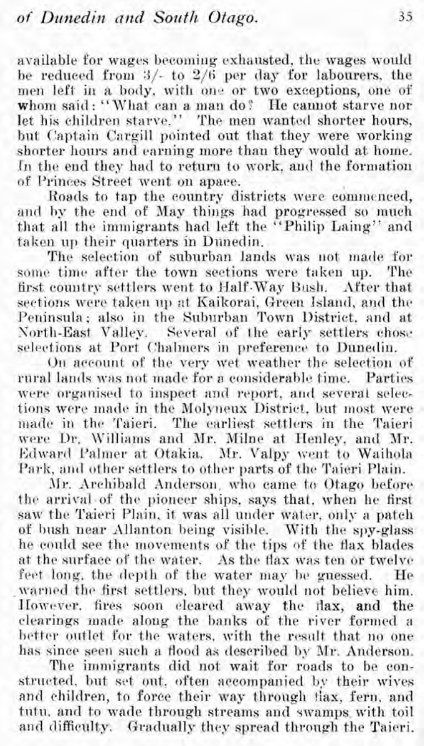available for wages becoming exhausted, the wages would be reduced from 3/- to 2/6 per day for labourers, the men left in a body, with one or two exceptions, one of whom said: "What can a man do? He cannot starve nor let his children starve." The men wanted shorter hours, but Captain Cargill pointed out that they were working shorter hours and earning more than they would at home. In the end they had to return to work, and the formation of Princes Street went on apace.

Roads to tap the country districts were commenced, and by the end of May things had progressed so much that all the immigrants had left the "Philip Laing" and taken up their quarters in Dunedin.

The selection of suburban lands was not made for some time after the town sections were taken up. The first country settlers went to Half-Way Bush. After that sections were taken up at Kaikorai, Green Island, and the Peninsula; also in the Suburban Town District, and at North-East Valley. Several of the early settlers chose selections at Port Chalmers in preference to Dunedin.

On account of the very wet weather the selection of rural lands was not made for a considerable time. Parties were organised to inspect and report, and several selections were made in the Molyneux District, but most were made in the Taieri. The earliest settlers in the Taieri were Dr. Williams and Mr. Milne at Henley, and Mr. Edward Palmer at Otakia. Mr. Valpy went to Waihola Park, and other settlers to other parts of the Taieri Plain.

Mr. Archibald Anderson, who came to Otago before the arrival of the pioneer ships, says that, when he first saw the Taieri Plain, it was all under water, only a patch of bush near Allanton being visible. With the spy-glass he could see the movements of the tips of the flax blades at the surface of the water. As the flax was ten or twelve feet long, the depth of the water may be guessed. He warned the first settlers, but they would not believe him. However, fires soon cleared away the flax, and the clearings made along the banks of the river formed a better outlet for the waters, with the result that no one has since seen such a flood as described by Mr. Anderson.

The immigrants did not wait for roads to be constructed, but set out, often accompanied by their wives and children, to force their way through flax, fern, and tutu, and to wade through streams and swamps with toil and difficulty. Gradually they spread through the Taieri.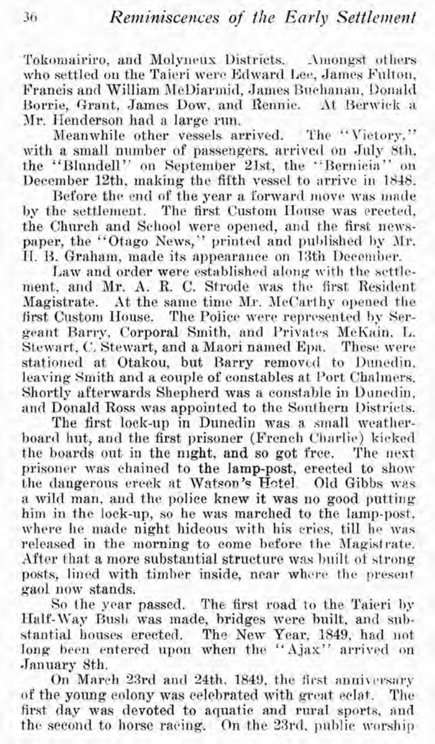Tokomairiro, and Molyneux Districts. Amongst others who settled on the Taieri were Edward Lee, James Fulton, Francis and William McDiarmid, James Buchanan, Donald Borrie, Grant, James Dow, and Rennie. At Berwick a Mr. Henderson had a large run.

Meanwhile other vessels arrived. The "Victory," with a small number of passengers, arrived on July 8th, the "Blundell" on September 21st, the "Bernicia" on December 12th, making the fifth vessel to arrive in 1848.

Before the end of the year a forward move was made by the settlement. The first Custom House was erected, the Church and School were opened, and the first newspaper, the "Otago News," printed and published by Mr. H. B. Graham, made its appearance on 13th December.

Law and order were established along with the settlement, and Mr. A. R. C. Strode was the first Resident Magistrate. At the same time Mr. McCarthy opened the first Custom House. The Police were represented by Sergeant Barry, Corporal Smith, and Privates McKain, L. Stewart, C. Stewart, and a Maori named Epa. These were stationed at Otakou, but Barry removed to Dunedin, leaving Smith and a couple of constables at Port Chalmers. Shortly afterwards Shepherd was a constable in Dunedin, and Donald Ross was appointed to the Southern Districts.

The first lock-up in Dunedin was a small weatherboard hut, and the first prisoner (French Charlie) kicked the boards out in the night, and so got free. The next prisoner was chained to the lamp-post, erected to show the dangerous creek at Watson's Hotel. Old Gibbs was a wild man, and the police knew it was no good putting him in the lock-up, so he was marched to the lamp-post, where he made night hideous with his cries, till he was released in the morning to come before the Magistrate. After that a more substantial structure was built of strong posts, lined with timber inside, near where the present gaol now stands.

So the year passed. The first road to the Taieri by Half-Way Bush was made, bridges were built, and substantial houses erected. The New Year, 1849, had not long been entered upon when the "Ajax" arrived on January 8th.

On March 23rd and 24th, 1849, the first anniversary of the young colony was celebrated with great eclat. The first day was devoted to aquatic and rural sports, and the second to horse racing. On the 23rd, public worship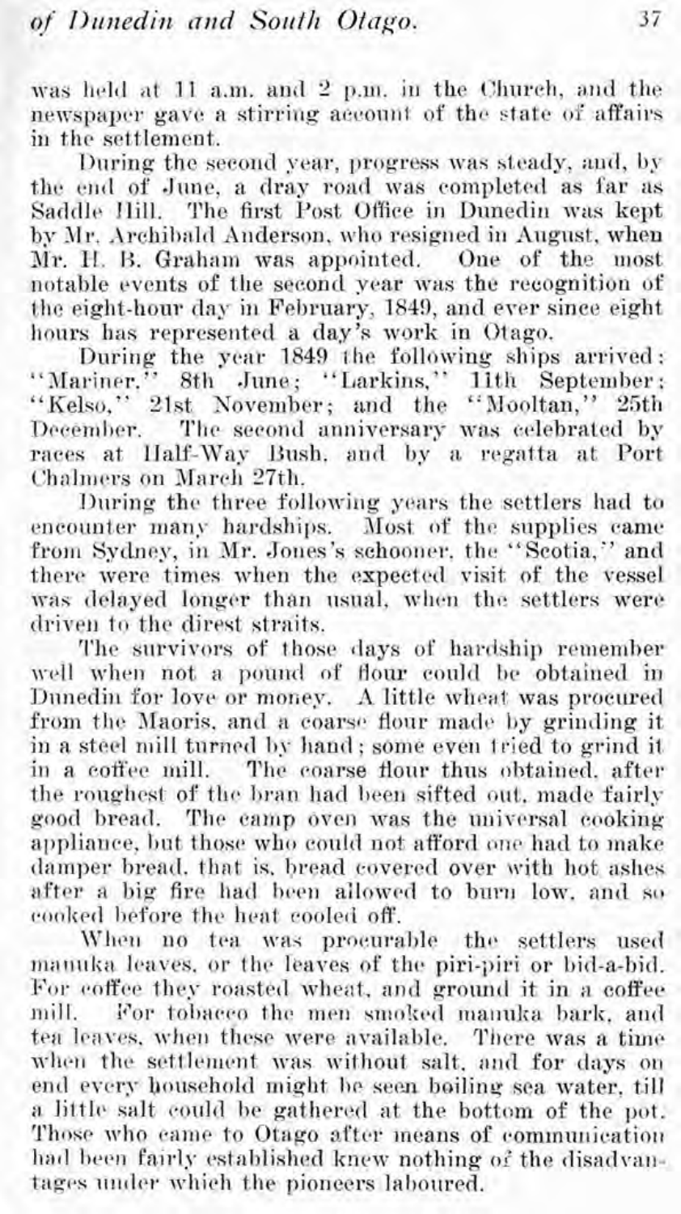was held at 11 a.m. and 2 p.m. in the Church, and the newspaper gave a stirring account of the state of affairs in the settlement.

During the second year, progress was steady, and, by the end of June, a dray road was completed as far as Saddle Hill. The first Post Office in Dunedin was kept by Mr. Archibald Anderson, who resigned in August, when Mr. H. B. Graham was appointed. One of the most notable events of the second year was the recognition of the eight-hour day in February, 1849, and ever since eight hours has represented a day's work in Otago.

During the year 1849 the following ships arrived: "Mariner," 8th June; "Larkins," 11th September; "Kelso," 21st November; and the "Mooltan," 25th December. The second anniversary was celebrated by races at Half-Way Bush, and by a regatta at Port Chalmers on March 27th.

During the three following years the settlers had to encounter many hardships. Most of the supplies came from Sydney, in Mr. Jones's schooner, the "Scotia," and there were times when the expected visit of the vessel was delayed longer than usual, when the settlers were driven to the direst straits.

The survivors of those days of hardship remember well when not a pound of flour could be obtained in Dunedin for love or money. A little wheat was procured from the Maoris, and a coarse flour made by grinding it in a steel mill turned by hand; some even tried to grind it in a coffee mill. The coarse flour thus obtained, after the roughest of the bran had been sifted out, made fairly good bread. The camp oven was the universal cooking appliance, but those who could not afford one had to make damper bread, that is, bread covered over with hot ashes after a big fire had been allowed to burn low, and so cooked before the heat cooled off.

When no tea was procurable the settlers used manuka leaves, or the leaves of the piri-piri or bid-a-bid. For coffee they roasted wheat, and ground it in a coffee mill. For tobacco the men smoked manuka bark, and tea leaves, when these were available. There was a time when the settlement was without salt, and for days on end every household might be seen boiling sea water, till a little salt could be gathered at the bottom of the pot. Those who came to Otago after means of communication had been fairly established knew nothing of the disadvantages under which the pioneers laboured.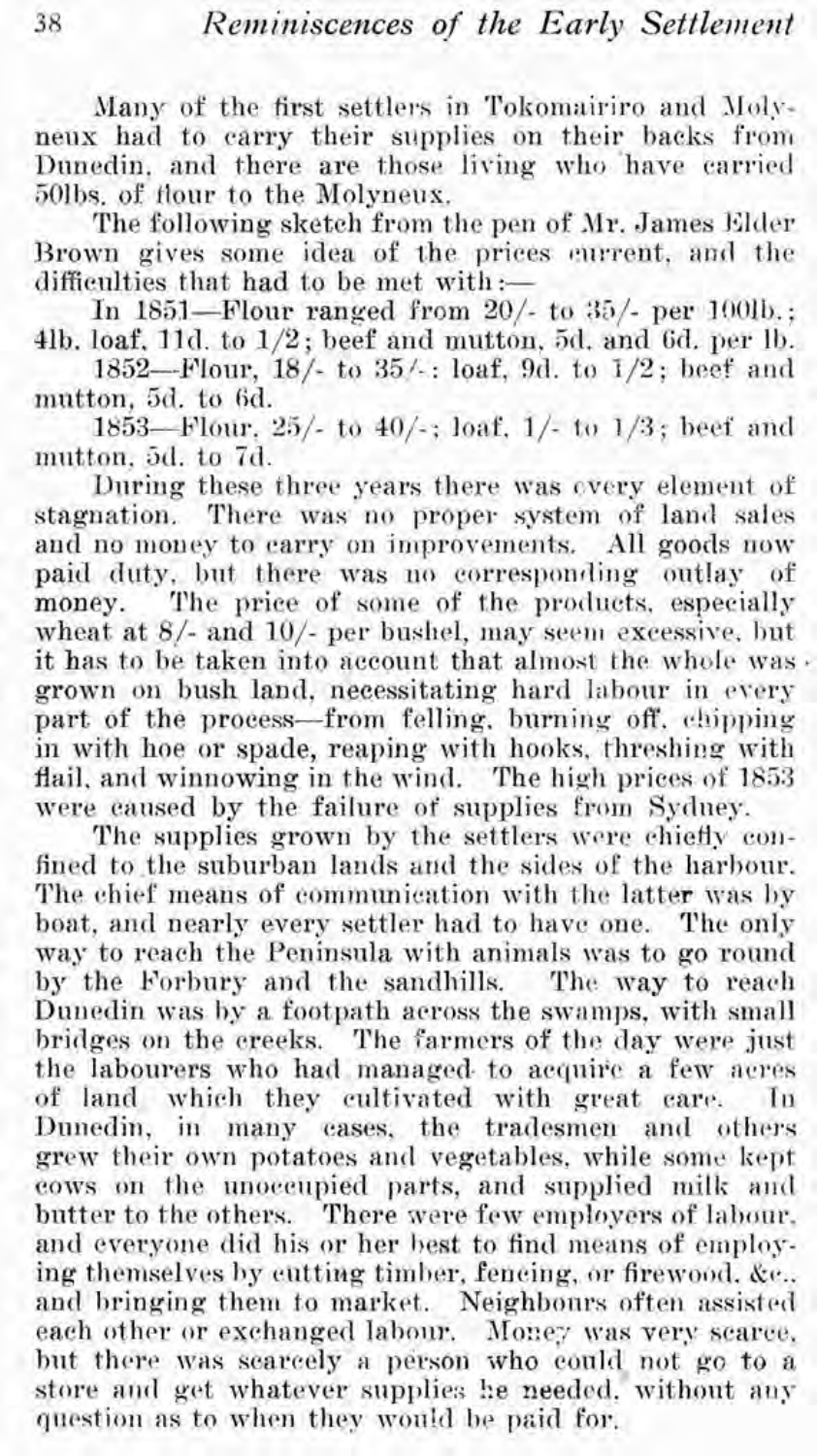Many of the first settlers in Tokomairiro and Molyneux had to carry their supplies on their backs from Dunedin, and there are those living who have carried 50lbs. of flour to the Molyneux.

The following sketch from the pen of Mr. James Elder Brown gives some idea of the prices current, and the difficulties that had to be met with:—

In 1851—Flour ranged from 20/- to 35/- per 100lb.; 4lb. loaf, 11d. to 1/2; beef and mutton, 5d. and 6d. per lb.

1852—Flour, 18/- to 35/-; loaf, 9d. to 1/2; beef and mutton, 5d. to 6d.

1853—Flour, 25/- to 40/-; loaf, 1/- to 1/3; beef and mutton, 5d. to 7d.

During these three years there was every element of stagnation. There was no proper system of land sales and no money to carry on improvements. All goods now paid duty, but there was no corresponding outlay of money. The price of some of the products, especially wheat at 8/- and 10/- per bushel, may seem excessive, but it has to be taken into account that almost the whole was grown on bush land, necessitating hard labour in every part of the process—from felling, burning off, chipping in with hoe or spade, reaping with hooks, threshing with flail, and winnowing in the wind. The high prices of 1853 were caused by the failure of supplies from Sydney.

The supplies grown by the settlers were chiefly confined to the suburban lands and the sides of the harbour. The chief means of communication with the latter was by boat, and nearly every settler had to have one. The only way to reach the Peninsula with animals was to go round by the Forbury and the sandhills. The way to reach Dunedin was by a footpath across the swamps, with small bridges on the creeks. The farmers of the day were just the labourers who had managed to acquire a few acres of land which they cultivated with great care. In Dunedin, in many cases, the tradesmen and others grew their own potatoes and vegetables, while some kept cows on the unoccupied parts, and supplied milk and butter to the others. There were few employers of labour, and everyone did his or her best to find means of employing themselves by cutting timber, fencing, or firewood, &c., and bringing them to market. Neighbours often assisted each other or exchanged labour. Money was very scarce, but there was scarcely a person who could not go to a store and get whatever supplies he needed, without any question as to when they would be paid for.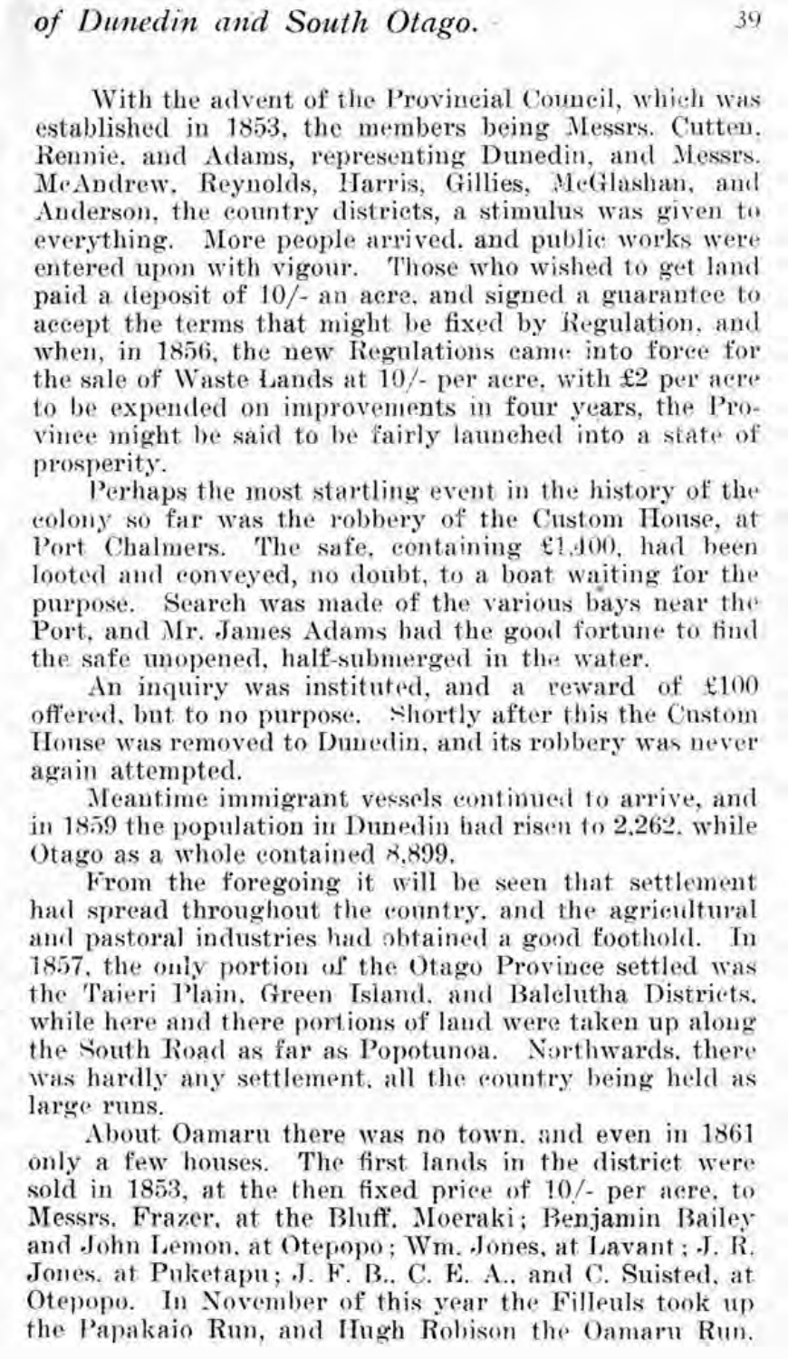With the advent of the Provincial Council, which was established in 1853, the members being Messrs. Cutten, Rennie, and Adams, representing Dunedin, and Messrs. McAndrew, Reynolds, Harris, Gillies, McGlashan, and Anderson, the country districts, a stimulus was given to everything. More people arrived, and public works were entered upon with vigour. Those who wished to get land paid a deposit of 10/- an acre, and signed a guarantee to accept the terms that might be fixed by Regulation, and when, in 1856, the new Regulations came into force for the sale of Waste Lands at 10/- per acre, with £2 per acre to be expended on improvements in four years, the Province might be said to be fairly launched into a state of prosperity.

Perhaps the most startling event in the history of the colony so far was the robbery of the Custom House, at Port Chalmers. The safe, containing £1,400, had been looted and conveyed, no doubt, to a boat waiting for the purpose. Search was made of the various bays near the Port, and Mr. James Adams had the good fortune to find the safe unopened, half-submerged in the water.

An inquiry was instituted, and a reward of £100 offered, but to no purpose. Shortly after this the Custom House was removed to Dunedin, and its robbery was never again attempted.

Meantime immigrant vessels continued to arrive, and in 1859 the population in Dunedin had risen to 2,262, while Otago as a whole contained 8,899.

From the foregoing it will be seen that settlement had spread throughout the country, and the agricultural and pastoral industries had obtained a good foothold. In 1857, the only portion of the Otago Province settled was the Taieri Plain, Green Island, and Balclutha Districts, while here and there portions of land were taken up along the South Road as far as Popotunoa. Northwards, there was hardly any settlement, all the country being held as large runs.

About Oamaru there was no town, and even in 1861 only a few houses. The first lands in the district were sold in 1853, at the then fixed price of 10/- per acre, to Messrs. Frazer, at the Bluff, Moeraki; Benjamin Bailey and John Lemon, at Otepopo; Wm. Jones, at Lavant; J. R. Jones, at Puketapu; J. F. B., C. E. A., and C. Suisted, at Otepopo. In November of this year the Filleuls took up the Papakaio Run, and Hugh Robison the Oamaru Run.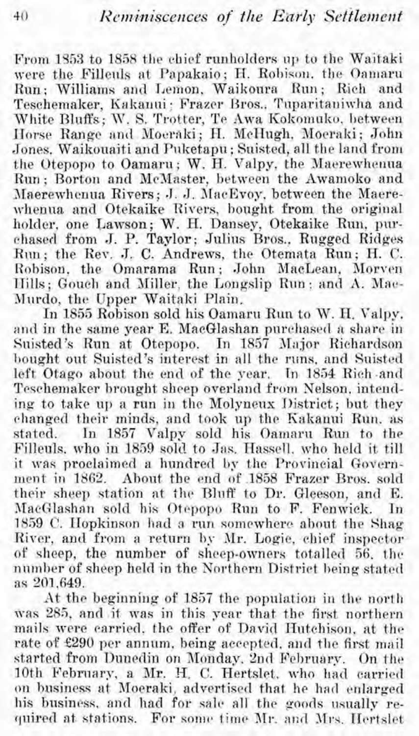From 1853 to 1858 the chief runholders up to the Waitaki were the Filleuls at Papakaio; H. Robison, the Oamaru Run; Williams and Lemon, Waikoura Run; Rich and Teschemaker, Kakanui; Frazer Bros., Tuparitaniwha and White Bluffs; W. S. Trotter, Te Awa Kokomuko, between Horse Range and Moeraki; H. McHugh, Moeraki; John Jones, Waikouaiti and Puketapu; Suisted, all the land from the Otepopo to Oamaru; W. H. Valpy, the Maerewhenua Run; Borton and McMaster, between the Awamoko and Maerewhenua Rivers; J. J. MacEvoy, between the Maerewhenua and Otekaike Rivers, bought from the original holder, one Lawson; W. H. Dansey, Otekaike Run, purchased from J. P. Taylor; Julius Bros., Rugged Ridges Run; the Rev. J. C. Andrews, the Otemata Run; H. C. Robison, the Omarama Run; John MacLean, Morven Hills; Gouch and Miller, the Longslip Run; and A. MacMurdo, the Upper Waitaki Plain.

In 1855 Robison sold his Oamaru Run to W. H. Valpy, and in the same year E. MacGlashan purchased a share in Suisted's Run at Otepopo. In 1857 Major Richardson bought out Suisted's interest in all the runs, and Suisted left Otago about the end of the year. In 1854 Rich and Teschemaker brought sheep overland from Nelson, intending to take up a run in the Molyneux District; but they changed their minds, and took up the Kakanui Run, as stated. In 1857 Valpy sold his Oamaru Run to the Filleuls, who in 1859 sold to Jas. Hassell, who held it till it was proclaimed a hundred by the Provincial Government in 1862. About the end of 1858 Frazer Bros. sold their sheep station at the Bluff to Dr. Gleeson, and E. MacGlashan sold his Otepopo Run to F. Fenwick. In 1859 C. Hopkinson had a run somewhere about the Shag River, and from a return by Mr. Logie, chief inspector of sheep, the number of sheep-owners totalled 56, the number of sheep held in the Northern District being stated as 201,649.

At the beginning of 1857 the population in the north was 285, and it was in this year that the first northern mails were carried, the offer of David Hutchison, at the rate of £290 per annum, being accepted, and the first mail started from Dunedin on Monday, 2nd February. On the 10th February, a Mr. H. C. Hertslet, who had carried on business at Moeraki, advertised that he had enlarged his business, and had for sale all the goods usually required at stations. For some time Mr. and Mrs. Hertslet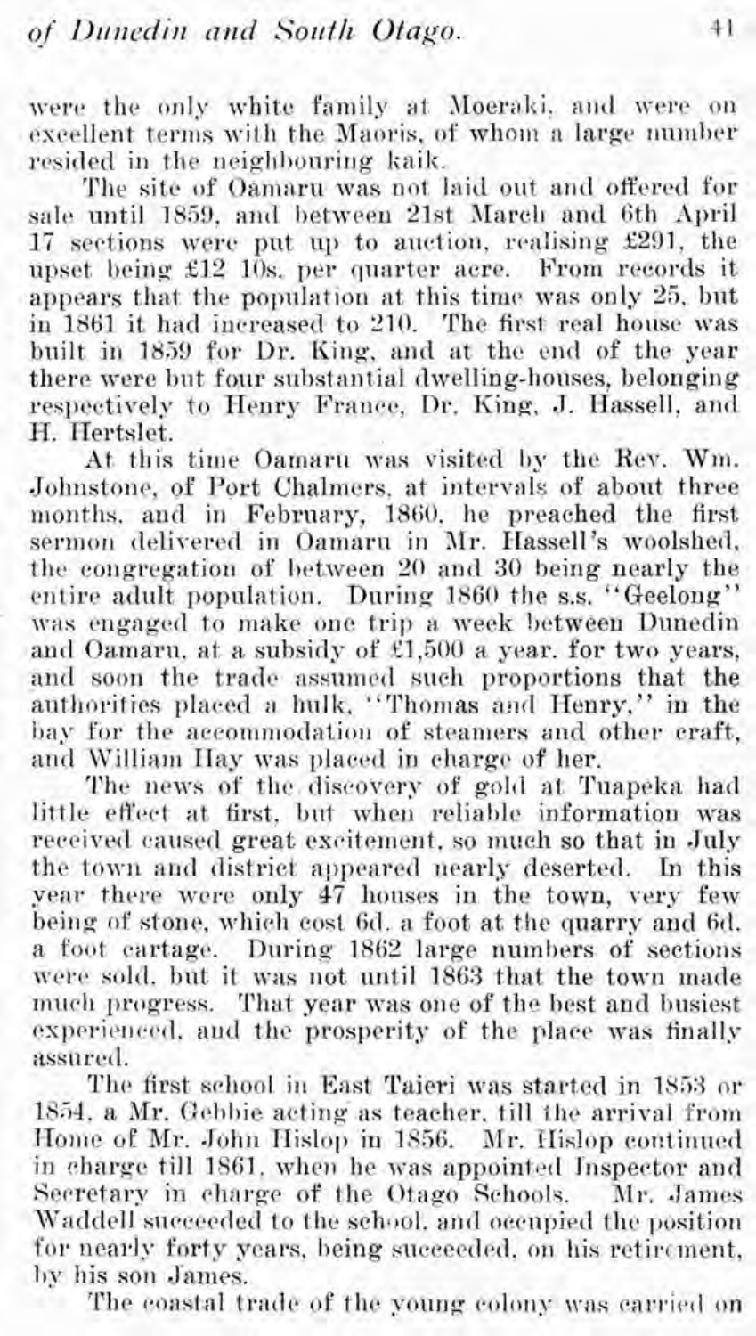were the only white family at Moeraki, and were on excellent terms with the Maoris, of whom a large number resided in the neighbouring kaik.

The site of Oamaru was not laid out and offered for sale until 1859, and between 21st March and 6th April 17 sections were put up to auction, realising £291, the upset being £12 10s. per quarter acre. From records it appears that the population at this time was only 25, but in 1861 it had increased to 210. The first real house was built in 1859 for Dr. King, and at the end of the year there were but four substantial dwelling-houses, belonging respectively to Henry France, Dr. King, J. Hassell, and H. Hertslet.

At this time Oamaru was visited by the Rev. Wm. Johnstone, of Port Chalmers, at intervals of about three months, and in February, 1860, he preached the first sermon delivered in Oamaru in Mr. Hassell's woolshed, the congregation of between 20 and 30 being nearly the entire adult population. During 1860 the s.s. "Geelong" was engaged to make one trip a week between Dunedin and Oamaru, at a subsidy of £1,500 a year, for two years, and soon the trade assumed such proportions that the authorities placed a bulk, "Thomas and Henry," in the bay for the accommodation of steamers and other craft, and William Hay was placed in charge of her.

The news of the discovery of gold at Tuapeka had little effect at first, but when reliable information was received caused great excitement, so much so that in July the town and district appeared nearly deserted. In this year there were only 47 houses in the town, very few being of stone, which cost 6d. a foot at the quarry and 6d. a foot cartage. During 1862 large numbers of sections were sold, but it was not until 1863 that the town made much progress. That year was one of the best and busiest experienced, and the prosperity of the place was finally assured.

The first school in East Taieri was started in 1853 or 1854, a Mr. Gebbie acting as teacher, till the arrival from Home of Mr. John Hislop in 1856. Mr. Hislop continued in charge till 1861, when he was appointed Inspector and Secretary in charge of the Otago Schools. Mr. James Waddell succeeded to the school, and occupied the position for nearly forty years, being succeeded, on his retirement, by his son James.

The coastal trade of the young colony was carried on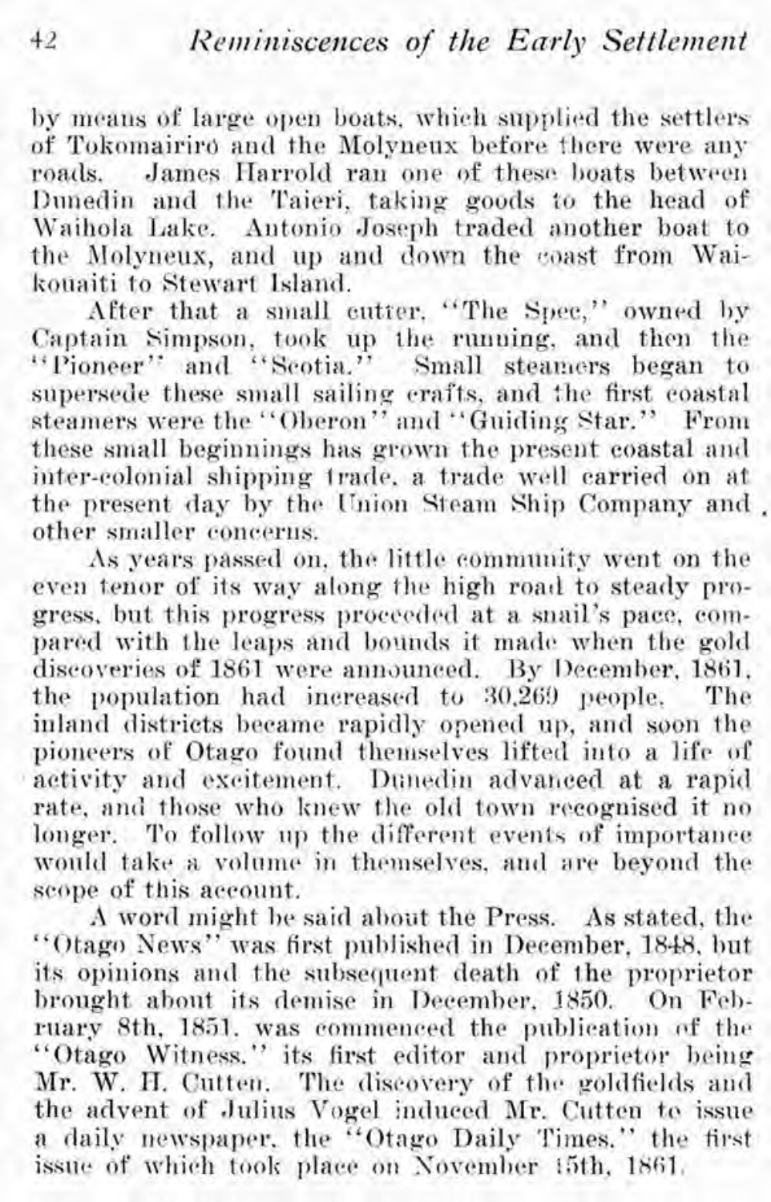by means of large open boats, which supplied the settlers of Tokomairiro and the Molyneux before there were any roads. James Harrold ran one of these boats between Dunedin and the Taieri, taking goods to the head of Waihola Lake. Antonio Joseph traded another boat to the Molyneux, and up and down the coast from Waikouaiti to Stewart Island.

After that a small cutter, "The Spec," owned by Captain Simpson, took up the running, and then the "Pioneer" and "Scotia." Small steamers began to supersede these small sailing crafts, and the first coastal steamers were the "Oberon" and "Guiding Star." From these small beginnings has grown the present coastal and inter-colonial shipping trade, a trade well carried on at the present day by the Union Steam Ship Company and other smaller concerns.

As years passed on, the little community went on the even tenor of its way along the high road to steady progress, but this progress proceeded at a snail's pace, compared with the leaps and bounds it made when the gold discoveries of 1861 were announced. By December, 1861, the population had increased to 30,269 people. The inland districts became rapidly opened up, and soon the pioneers of Otago found themselves lifted into a life of activity and excitement. Dunedin advanced at a rapid rate, and those who knew the old town recognised it no longer. To follow up the different events of importance would take a volume in themselves, and are beyond the scope of this account.

A word might be said about the Press. As stated, the "Otago News" was first published in December, 1848, but its opinions and the subsequent death of the proprietor brought about its demise in December, 1850. On February 8th, 1851, was commenced the publication of the "Otago Witness," its first editor and proprietor being Mr. W. H. Cutten. The discovery of the goldfields and the advent of Julius Vogel induced Mr. Cutten to issue a daily newspaper, the "Otago Daily Times," the first issue of which took place on November 15th, 1861.